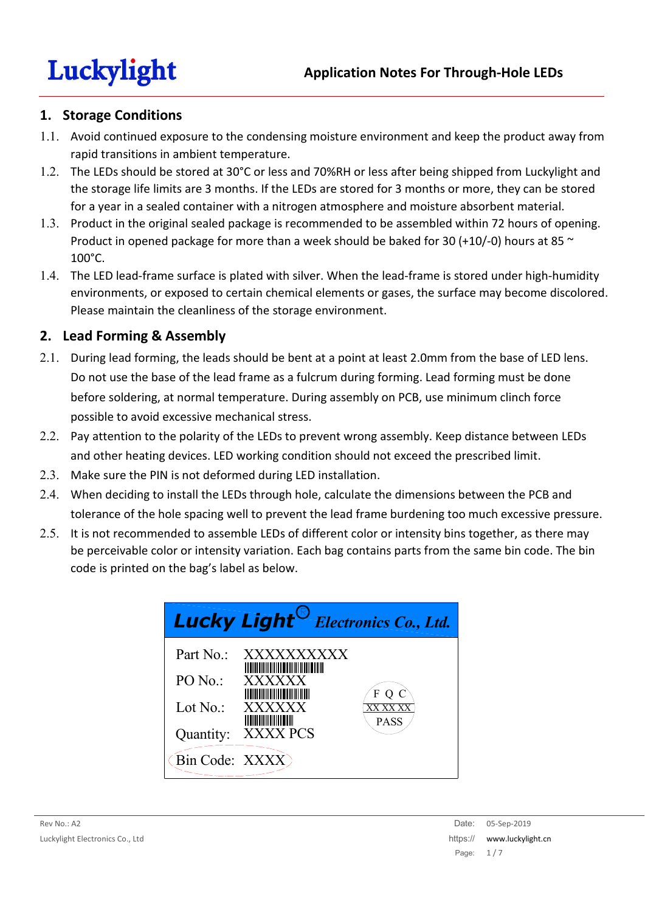# Application Notes For Through-Hole LEDs

## 1. Storage Conditions

1.1. Avoid continued exposure to the condensing moisture environment and keep the product away from rapid transitions in ambient temperature.

1.2. The LEDs should be stored at 30°C or less and 70%RH or less after being shipped from Luckylight and the storage life limits are 3 months. If the LEDs are stored for 3 months or more, they can be stored for a year in a sealed container with a nitrogen atmosphere and moisture absorbent material.

1.3. Product in the original sealed package is recommended to be assembled within 72 hours of opening. Product in opened package for more than a week should be baked for 30 (+10/-0) hours at 85 ~ 100°C.

1.4. The LED lead-frame surface is plated with silver. When the lead-frame is stored under high-humidity environments, or exposed to certain chemical elements or gases, the surface may become discolored. Please maintain the cleanliness of the storage environment.

## 2. Lead Forming & Assembly

2.1. During lead forming, the leads should be bent at a point at least 2.0mm from the base of LED lens. Do not use the base of the lead frame as a fulcrum during forming. Lead forming must be done before soldering, at normal temperature. During assembly on PCB, use minimum clinch force possible to avoid excessive mechanical stress.

2.2. Pay attention to the polarity of the LEDs to prevent wrong assembly. Keep distance between LEDs and other heating devices. LED working condition should not exceed the prescribed limit.

2.3. Make sure the PIN is not deformed during LED installation.

2.4. When deciding to install the LEDs through hole, calculate the dimensions between the PCB and tolerance of the hole spacing well to prevent the lead frame burdening too much excessive pressure.

2.5. It is not recommended to assemble LEDs of different color or intensity bins together, as there may be perceivable color or intensity variation. Each bag contains parts from the same bin code. The bin code is printed on the bag's label as below.

**Lucky Light® Electronics Co., Ltd.**

Part No.: XXXXXXXXXX

PO No.: XXXXXX

Lot No.: XXXXXX

Quantity: XXXX PCS

Bin Code: XXXX

F Q C
XX XX XX
PASS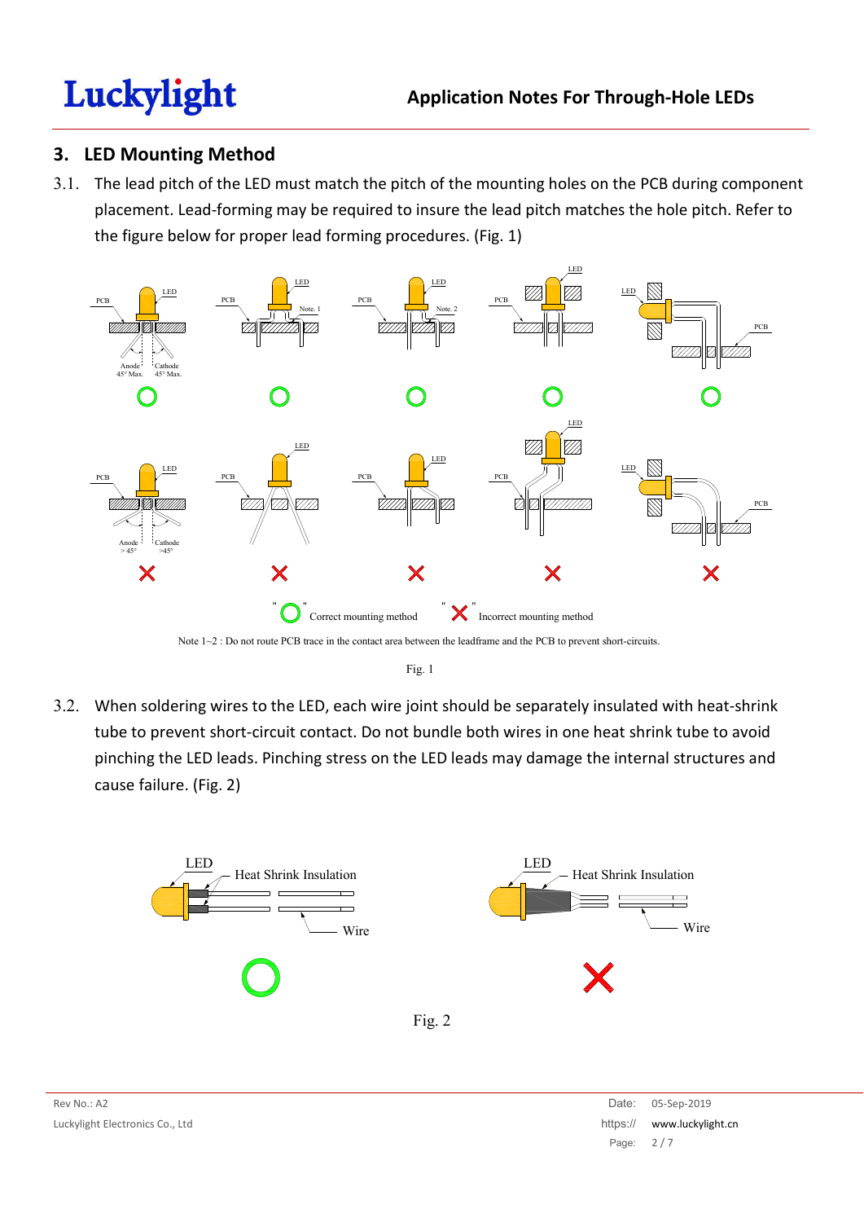## 3. LED Mounting Method

3.1. The lead pitch of the LED must match the pitch of the mounting holes on the PCB during component placement. Lead-forming may be required to insure the lead pitch matches the hole pitch. Refer to the figure below for proper lead forming procedures. (Fig. 1)

"○" Correct mounting method "✕" Incorrect mounting method

Note 1~2 : Do not route PCB trace in the contact area between the leadframe and the PCB to prevent short-circuits.

Fig. 1

3.2. When soldering wires to the LED, each wire joint should be separately insulated with heat-shrink tube to prevent short-circuit contact. Do not bundle both wires in one heat shrink tube to avoid pinching the LED leads. Pinching stress on the LED leads may damage the internal structures and cause failure. (Fig. 2)

Fig. 2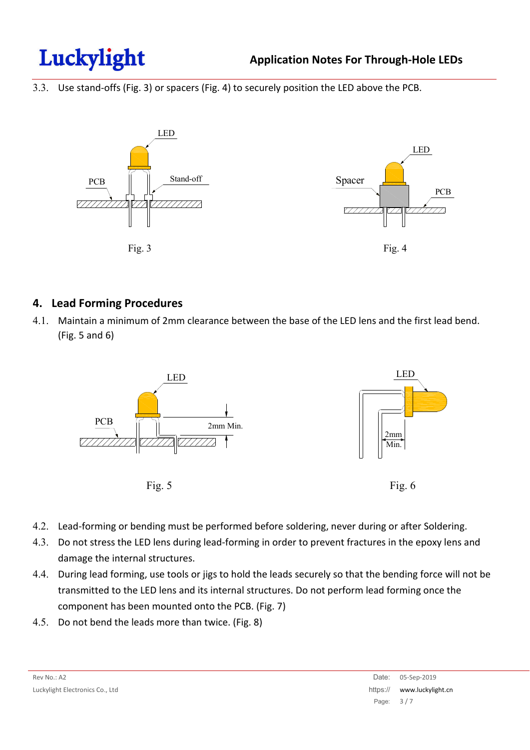3.3. Use stand-offs (Fig. 3) or spacers (Fig. 4) to securely position the LED above the PCB.

Fig. 3

Fig. 4

## 4. Lead Forming Procedures

4.1. Maintain a minimum of 2mm clearance between the base of the LED lens and the first lead bend. (Fig. 5 and 6)

Fig. 5

Fig. 6

4.2. Lead-forming or bending must be performed before soldering, never during or after Soldering.

4.3. Do not stress the LED lens during lead-forming in order to prevent fractures in the epoxy lens and damage the internal structures.

4.4. During lead forming, use tools or jigs to hold the leads securely so that the bending force will not be transmitted to the LED lens and its internal structures. Do not perform lead forming once the component has been mounted onto the PCB. (Fig. 7)

4.5. Do not bend the leads more than twice. (Fig. 8)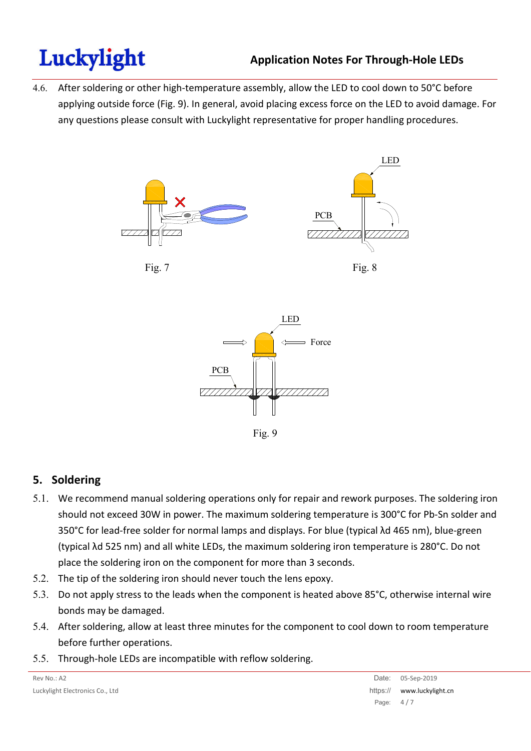4.6. After soldering or other high-temperature assembly, allow the LED to cool down to 50°C before applying outside force (Fig. 9). In general, avoid placing excess force on the LED to avoid damage. For any questions please consult with Luckylight representative for proper handling procedures.

Fig. 7

Fig. 8

Fig. 9

## 5. Soldering

5.1. We recommend manual soldering operations only for repair and rework purposes. The soldering iron should not exceed 30W in power. The maximum soldering temperature is 300°C for Pb-Sn solder and 350°C for lead-free solder for normal lamps and displays. For blue (typical λd 465 nm), blue-green (typical λd 525 nm) and all white LEDs, the maximum soldering iron temperature is 280°C. Do not place the soldering iron on the component for more than 3 seconds.

5.2. The tip of the soldering iron should never touch the lens epoxy.

5.3. Do not apply stress to the leads when the component is heated above 85°C, otherwise internal wire bonds may be damaged.

5.4. After soldering, allow at least three minutes for the component to cool down to room temperature before further operations.

5.5. Through-hole LEDs are incompatible with reflow soldering.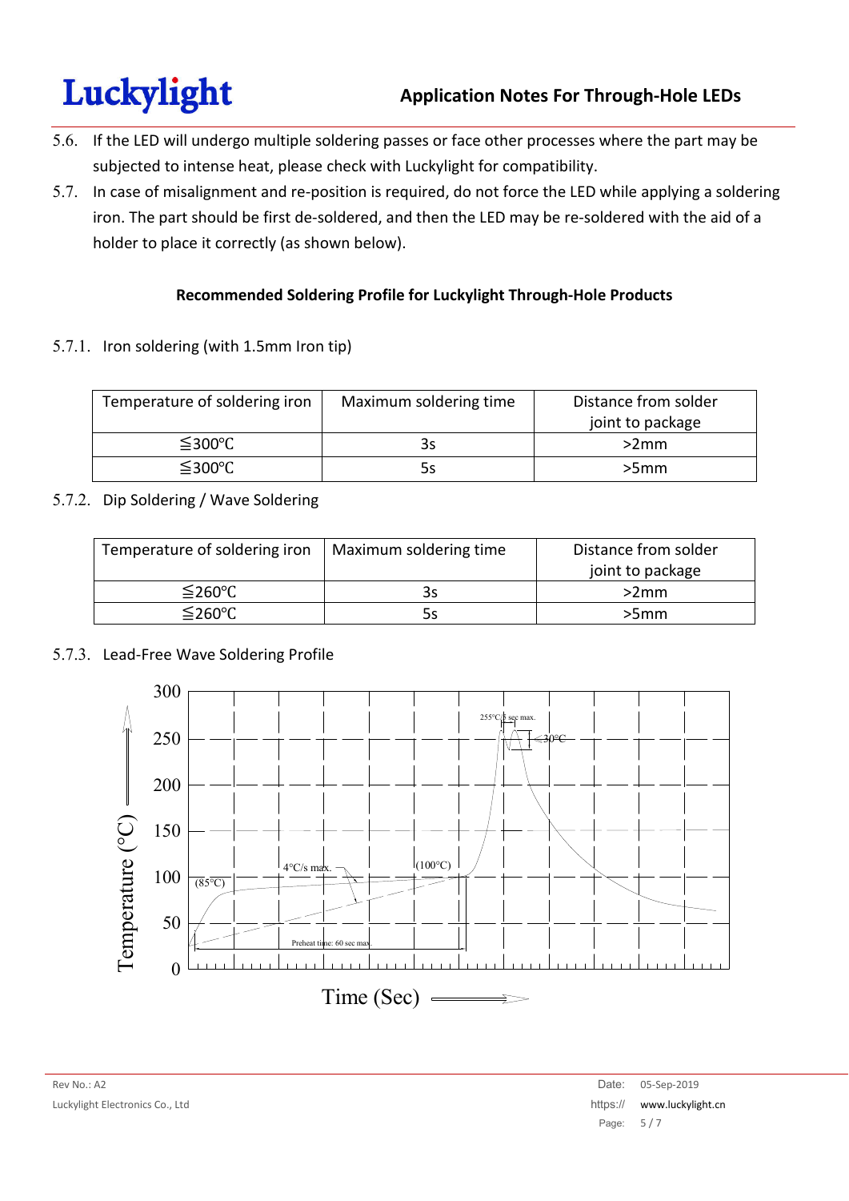5.6. If the LED will undergo multiple soldering passes or face other processes where the part may be subjected to intense heat, please check with Luckylight for compatibility.

5.7. In case of misalignment and re-position is required, do not force the LED while applying a soldering iron. The part should be first de-soldered, and then the LED may be re-soldered with the aid of a holder to place it correctly (as shown below).

**Recommended Soldering Profile for Luckylight Through-Hole Products**

5.7.1. Iron soldering (with 1.5mm Iron tip)

| Temperature of soldering iron | Maximum soldering time | Distance from solder joint to package |
|---|---|---|
| ≦300℃ | 3s | >2mm |
| ≦300℃ | 5s | >5mm |

5.7.2. Dip Soldering / Wave Soldering

| Temperature of soldering iron | Maximum soldering time | Distance from solder joint to package |
|---|---|---|
| ≦260℃ | 3s | >2mm |
| ≦260℃ | 5s | >5mm |

5.7.3. Lead-Free Wave Soldering Profile

Temperature (°C)

Time (Sec)

255°C/5 sec max.

<30°C

4°C/s max.

(85°C)

(100°C)

Preheat time: 60 sec max.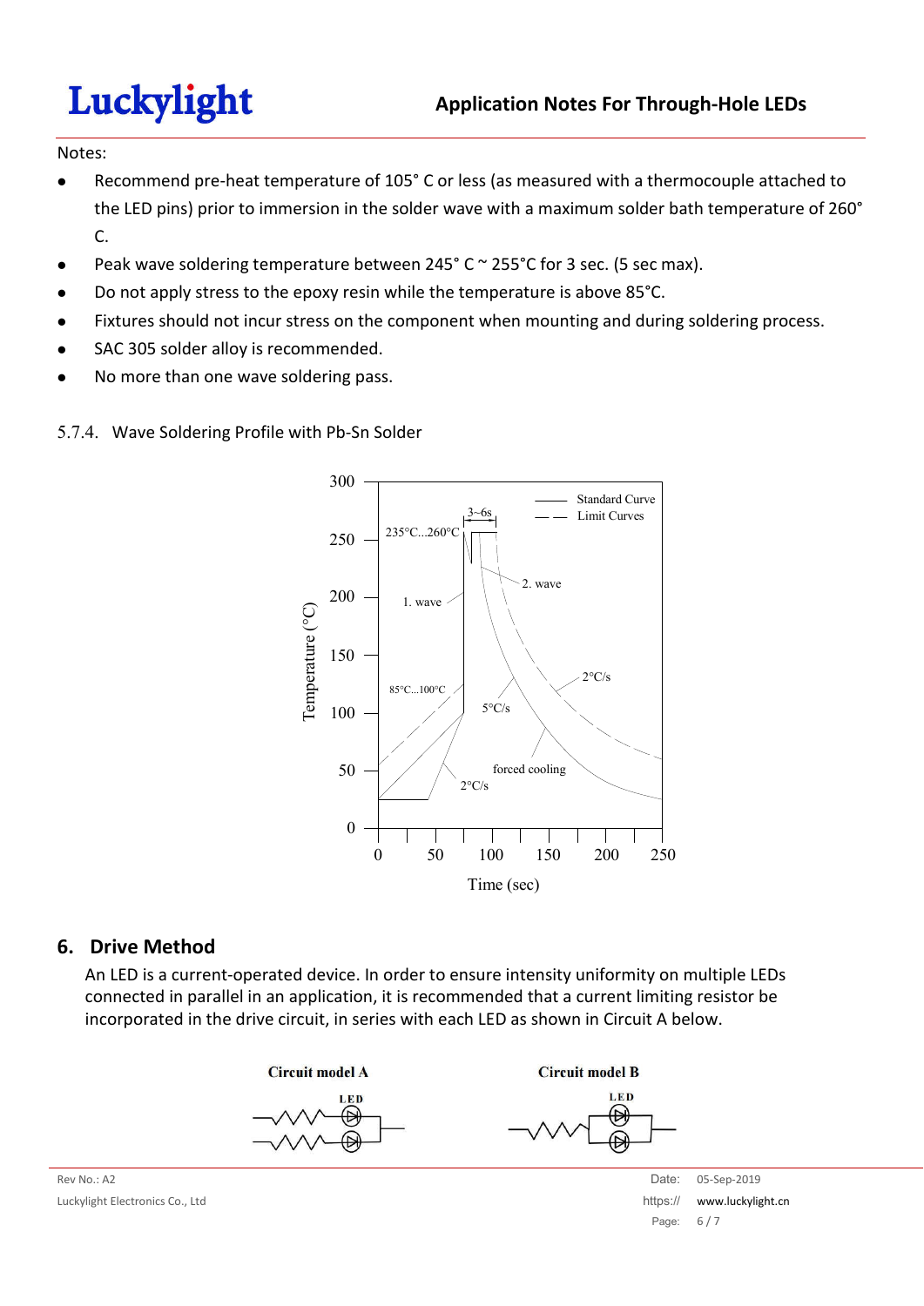Notes:

- Recommend pre-heat temperature of 105° C or less (as measured with a thermocouple attached to the LED pins) prior to immersion in the solder wave with a maximum solder bath temperature of 260° C.
- Peak wave soldering temperature between 245° C ~ 255°C for 3 sec. (5 sec max).
- Do not apply stress to the epoxy resin while the temperature is above 85°C.
- Fixtures should not incur stress on the component when mounting and during soldering process.
- SAC 305 solder alloy is recommended.
- No more than one wave soldering pass.

5.7.4. Wave Soldering Profile with Pb-Sn Solder

## 6. Drive Method

An LED is a current-operated device. In order to ensure intensity uniformity on multiple LEDs connected in parallel in an application, it is recommended that a current limiting resistor be incorporated in the drive circuit, in series with each LED as shown in Circuit A below.

Circuit model A

Circuit model B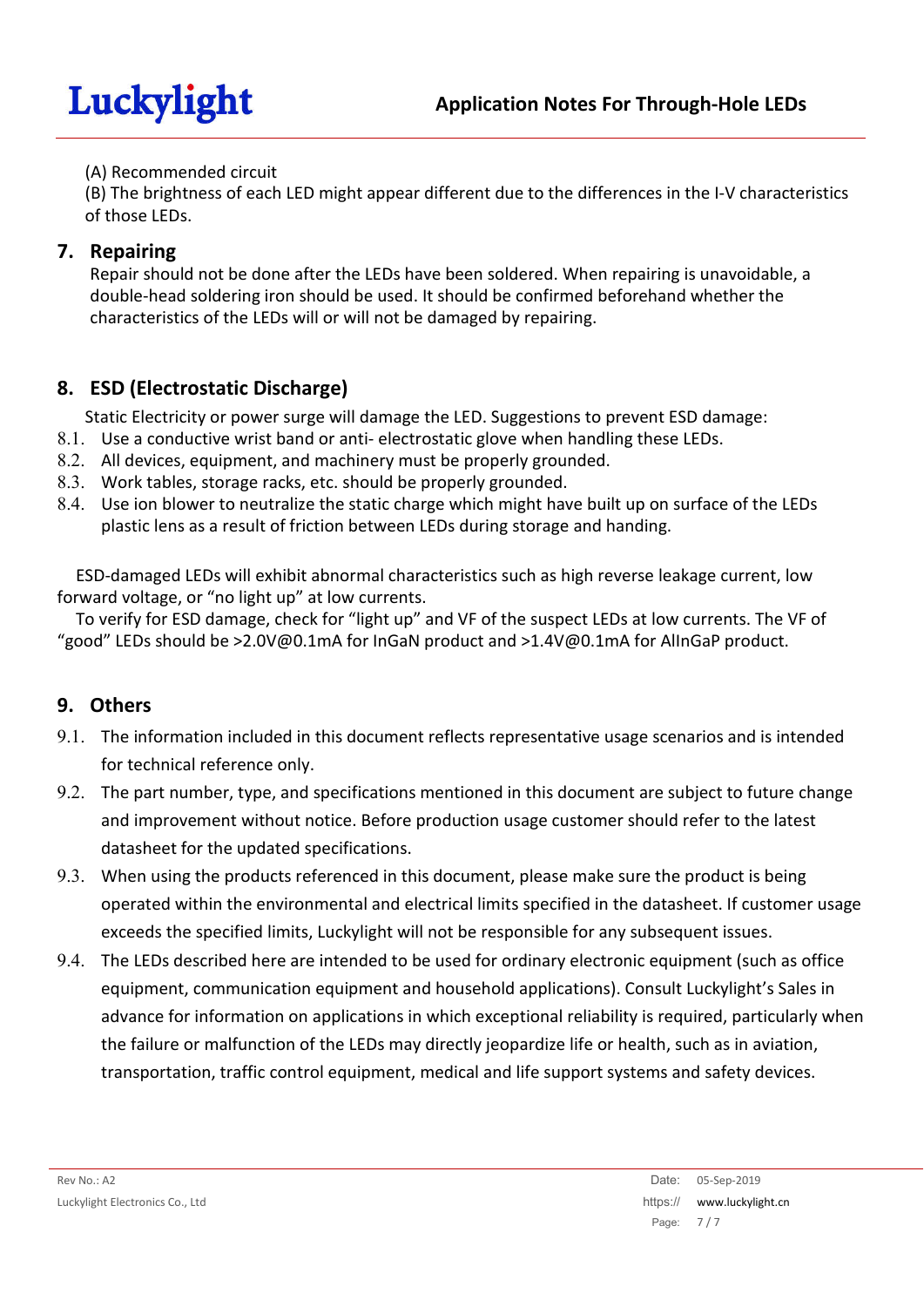(A) Recommended circuit

(B) The brightness of each LED might appear different due to the differences in the I-V characteristics of those LEDs.

## 7. Repairing

Repair should not be done after the LEDs have been soldered. When repairing is unavoidable, a double-head soldering iron should be used. It should be confirmed beforehand whether the characteristics of the LEDs will or will not be damaged by repairing.

## 8. ESD (Electrostatic Discharge)

Static Electricity or power surge will damage the LED. Suggestions to prevent ESD damage:

8.1. Use a conductive wrist band or anti- electrostatic glove when handling these LEDs.

8.2. All devices, equipment, and machinery must be properly grounded.

8.3. Work tables, storage racks, etc. should be properly grounded.

8.4. Use ion blower to neutralize the static charge which might have built up on surface of the LEDs plastic lens as a result of friction between LEDs during storage and handing.

ESD-damaged LEDs will exhibit abnormal characteristics such as high reverse leakage current, low forward voltage, or "no light up" at low currents.

To verify for ESD damage, check for "light up" and VF of the suspect LEDs at low currents. The VF of "good" LEDs should be >2.0V@0.1mA for InGaN product and >1.4V@0.1mA for AlInGaP product.

## 9. Others

9.1. The information included in this document reflects representative usage scenarios and is intended for technical reference only.

9.2. The part number, type, and specifications mentioned in this document are subject to future change and improvement without notice. Before production usage customer should refer to the latest datasheet for the updated specifications.

9.3. When using the products referenced in this document, please make sure the product is being operated within the environmental and electrical limits specified in the datasheet. If customer usage exceeds the specified limits, Luckylight will not be responsible for any subsequent issues.

9.4. The LEDs described here are intended to be used for ordinary electronic equipment (such as office equipment, communication equipment and household applications). Consult Luckylight's Sales in advance for information on applications in which exceptional reliability is required, particularly when the failure or malfunction of the LEDs may directly jeopardize life or health, such as in aviation, transportation, traffic control equipment, medical and life support systems and safety devices.